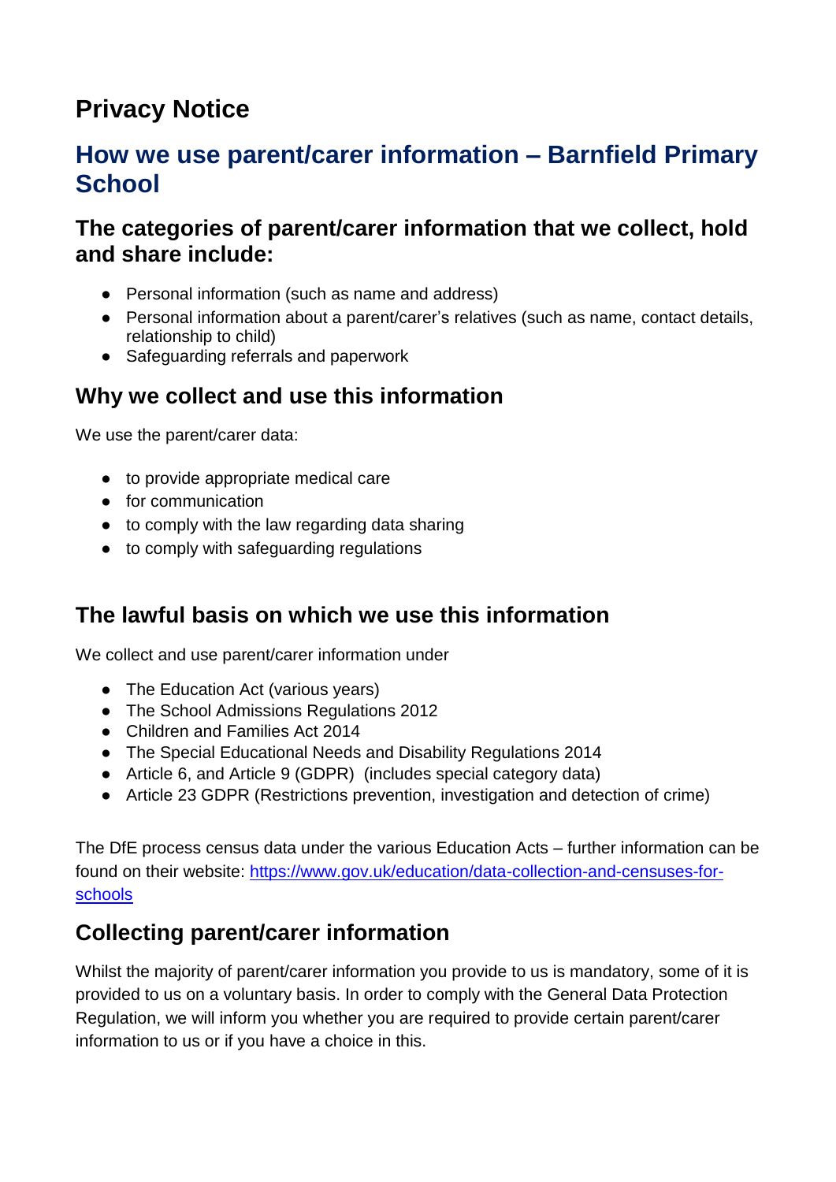# Privacy Notice

## How we use parent/carer information – Barnfield Primary School

### The categories of parent/carer information that we collect, hold and share include:

- Personal information (such as name and address)
- Personal information about a parent/carer's relatives (such as name, contact details, relationship to child)
- Safeguarding referrals and paperwork

### Why we collect and use this information

We use the parent/carer data:

- to provide appropriate medical care
- for communication
- to comply with the law regarding data sharing
- to comply with safeguarding regulations

### The lawful basis on which we use this information

We collect and use parent/carer information under

- The Education Act (various years)
- The School Admissions Regulations 2012
- Children and Families Act 2014
- The Special Educational Needs and Disability Regulations 2014
- Article 6, and Article 9 (GDPR) (includes special category data)
- Article 23 GDPR (Restrictions prevention, investigation and detection of crime)

The DfE process census data under the various Education Acts – further information can be found on their website: [https://www.gov.uk/education/data-collection-and-censuses-for-schools](https://www.gov.uk/education/data-collection-and-censuses-for-schools)

### Collecting parent/carer information

Whilst the majority of parent/carer information you provide to us is mandatory, some of it is provided to us on a voluntary basis. In order to comply with the General Data Protection Regulation, we will inform you whether you are required to provide certain parent/carer information to us or if you have a choice in this.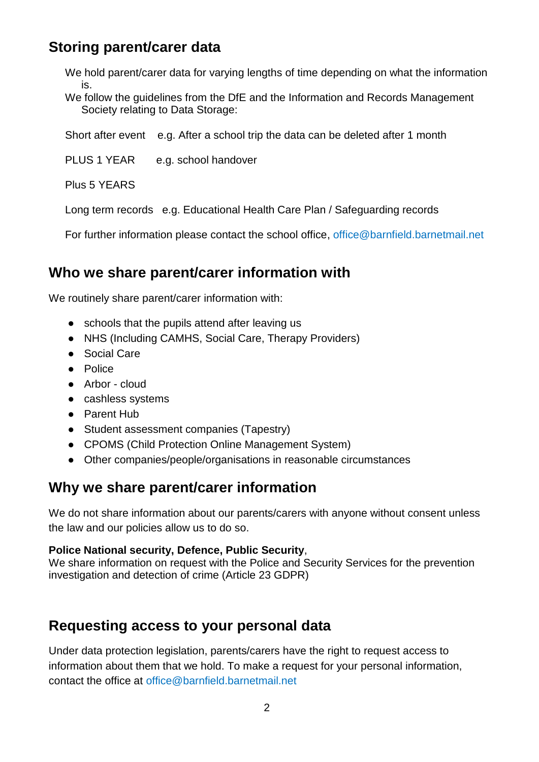## Storing parent/carer data

We hold parent/carer data for varying lengths of time depending on what the information is.

We follow the guidelines from the DfE and the Information and Records Management Society relating to Data Storage:

Short after event   e.g. After a school trip the data can be deleted after 1 month

PLUS 1 YEAR   e.g. school handover

Plus 5 YEARS

Long term records   e.g. Educational Health Care Plan / Safeguarding records

For further information please contact the school office, office@barnfield.barnetmail.net

## Who we share parent/carer information with

We routinely share parent/carer information with:

- schools that the pupils attend after leaving us
- NHS (Including CAMHS, Social Care, Therapy Providers)
- Social Care
- Police
- Arbor - cloud
- cashless systems
- Parent Hub
- Student assessment companies (Tapestry)
- CPOMS (Child Protection Online Management System)
- Other companies/people/organisations in reasonable circumstances

## Why we share parent/carer information

We do not share information about our parents/carers with anyone without consent unless the law and our policies allow us to do so.

**Police National security, Defence, Public Security**,
We share information on request with the Police and Security Services for the prevention investigation and detection of crime (Article 23 GDPR)

## Requesting access to your personal data

Under data protection legislation, parents/carers have the right to request access to information about them that we hold. To make a request for your personal information, contact the office at office@barnfield.barnetmail.net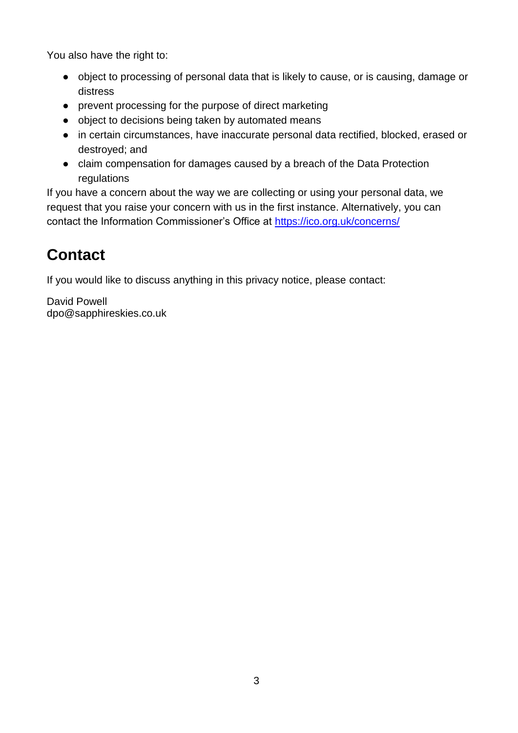You also have the right to:

- object to processing of personal data that is likely to cause, or is causing, damage or distress
- prevent processing for the purpose of direct marketing
- object to decisions being taken by automated means
- in certain circumstances, have inaccurate personal data rectified, blocked, erased or destroyed; and
- claim compensation for damages caused by a breach of the Data Protection regulations

If you have a concern about the way we are collecting or using your personal data, we request that you raise your concern with us in the first instance. Alternatively, you can contact the Information Commissioner's Office at https://ico.org.uk/concerns/

## Contact

If you would like to discuss anything in this privacy notice, please contact:

David Powell
dpo@sapphireskies.co.uk